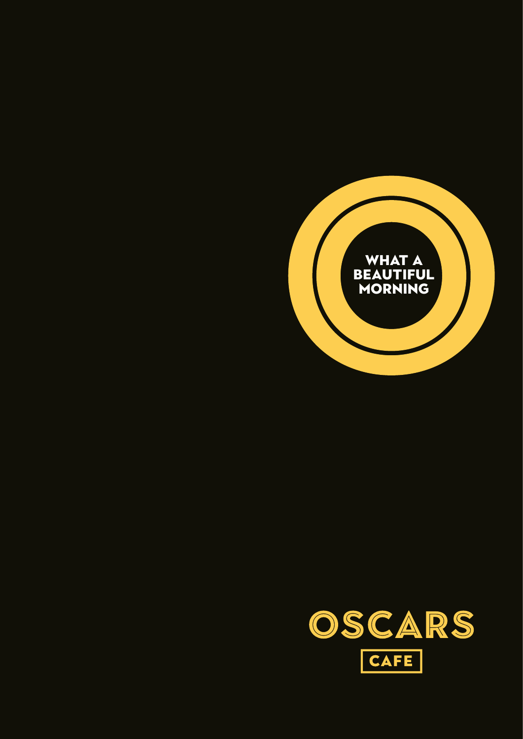WHAT A BEAUTIFUL MORNING

OSCARS

CAFE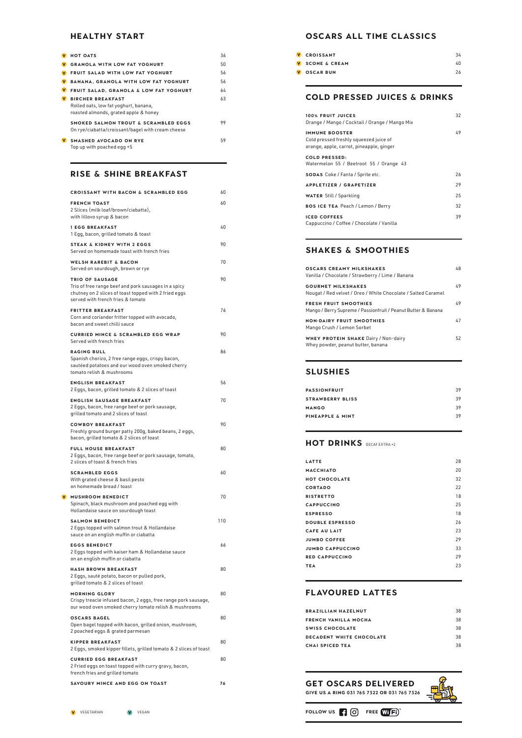## HEALTHY START

| | |
|---|---|
| (V) **HOT OATS** | 36 |
| (V) **GRANOLA WITH LOW FAT YOGHURT** | 50 |
| (V) **FRUIT SALAD WITH LOW FAT YOGHURT** | 56 |
| (V) **BANANA, GRANOLA WITH LOW FAT YOGHURT** | 56 |
| (V) **FRUIT SALAD, GRANOLA & LOW FAT YOGHURT** | 64 |
| (V) **BIRCHER BREAKFAST**<br>Rolled oats, low fat yoghurt, banana, roasted almonds, grated apple & honey | 63 |
| **SMOKED SALMON TROUT & SCRAMBLED EGGS**<br>On rye/ciabatta/croissant/bagel with cream cheese | 99 |
| (V) **SMASHED AVOCADO ON RYE**<br>Top up with poached egg +5 | 59 |

## RISE & SHINE BREAKFAST

| | |
|---|---|
| **CROISSANT WITH BACON & SCRAMBLED EGG** | 60 |
| **FRENCH TOAST**<br>2 Slices (milk loaf/brown/ciabatta), with lillovo syrup & bacon | 60 |
| **1 EGG BREAKFAST**<br>1 Egg, bacon, grilled tomato & toast | 40 |
| **STEAK & KIDNEY WITH 2 EGGS**<br>Served on homemade toast with french fries | 90 |
| **WELSH RAREBIT & BACON**<br>Served on sourdough, brown or rye | 70 |
| **TRIO OF SAUSAGE**<br>Trio of free range beef and pork sausages in a spicy chutney on 2 slices of toast topped with 2 fried eggs served with french fries & tomato | 90 |
| **FRITTER BREAKFAST**<br>Corn and coriander fritter topped with avocado, bacon and sweet chilli sauce | 76 |
| **CURRIED MINCE & SCRAMBLED EGG WRAP**<br>Served with french fries | 90 |
| **RAGING BULL**<br>Spanish chorizo, 2 free range eggs, crispy bacon, sautéed potatoes and our wood oven smoked cherry tomato relish & mushrooms | 86 |
| **ENGLISH BREAKFAST**<br>2 Eggs, bacon, grilled tomato & 2 slices of toast | 56 |
| **ENGLISH SAUSAGE BREAKFAST**<br>2 Eggs, bacon, free range beef or pork sausage, grilled tomato and 2 slices of toast | 70 |
| **COWBOY BREAKFAST**<br>Freshly ground burger patty 200g, baked beans, 2 eggs, bacon, grilled tomato & 2 slices of toast | 90 |
| **FULL HOUSE BREAKFAST**<br>2 Eggs, bacon, free range beef or pork sausage, tomato, 2 slices of toast & french fries | 80 |
| **SCRAMBLED EGGS**<br>With grated cheese & basil pesto on homemade bread / toast | 60 |
| (V) **MUSHROOM BENEDICT**<br>Spinach, black mushroom and poached egg with Hollandaise sauce on sourdough toast | 70 |
| **SALMON BENEDICT**<br>2 Eggs topped with salmon trout & Hollandaise sauce on an english muffin or ciabatta | 110 |
| **EGGS BENEDICT**<br>2 Eggs topped with kaiser ham & Hollandaise sauce on an english muffin or ciabatta | 66 |
| **HASH BROWN BREAKFAST**<br>2 Eggs, sauté potato, bacon or pulled pork, grilled tomato & 2 slices of toast | 80 |
| **MORNING GLORY**<br>Crispy treacle infused bacon, 2 eggs, free range pork sausage, our wood oven smoked cherry tomato relish & mushrooms | 80 |
| **OSCARS BAGEL**<br>Open bagel topped with bacon, grilled onion, mushroom, 2 poached eggs & grated parmesan | 80 |
| **KIPPER BREAKFAST**<br>2 Eggs, smoked kipper fillets, grilled tomato & 2 slices of toast | 80 |
| **CURRIED EGG BREAKFAST**<br>2 Fried eggs on toast topped with curry gravy, bacon, french fries and grilled tomato | 80 |
| **SAVOURY MINCE AND EGG ON TOAST** | 76 |

(V) VEGETARIAN (V) VEGAN

## OSCARS ALL TIME CLASSICS

| | |
|---|---|
| (V) **CROISSANT** | 34 |
| (V) **SCONE & CREAM** | 40 |
| (V) **OSCAR BUN** | 26 |

## COLD PRESSED JUICES & DRINKS

| | |
|---|---|
| **100% FRUIT JUICES**<br>Orange / Mango / Cocktail / Orange / Mango Mix | 32 |
| **IMMUNE BOOSTER**<br>Cold pressed freshly squeezed juice of orange, apple, carrot, pineapple, ginger | 49 |
| **COLD PRESSED:**<br>Watermelon 55 / Beetroot 55 / Orange 43 | |
| **SODAS** Coke / Fanta / Sprite etc. | 26 |
| **APPLETIZER / GRAPETIZER** | 29 |
| **WATER** Still / Sparkling | 25 |
| **BOS ICE TEA** Peach / Lemon / Berry | 32 |
| **ICED COFFEES**<br>Cappuccino / Coffee / Chocolate / Vanilla | 39 |

## SHAKES & SMOOTHIES

| | |
|---|---|
| **OSCARS CREAMY MILKSHAKES**<br>Vanilla / Chocolate / Strawberry / Lime / Banana | 48 |
| **GOURMET MILKSHAKES**<br>Nougat / Red velvet / Oreo / White Chocolate / Salted Caramel | 49 |
| **FRESH FRUIT SMOOTHIES**<br>Mango / Berry Supreme / Passionfruit / Peanut Butter & Banana | 49 |
| **NON-DAIRY FRUIT SMOOTHIES**<br>Mango Crush / Lemon Sorbet | 47 |
| **WHEY PROTEIN SHAKE** Dairy / Non-dairy<br>Whey powder, peanut butter, banana | 52 |

## SLUSHIES

| | |
|---|---|
| **PASSIONFRUIT** | 39 |
| **STRAWBERRY BLISS** | 39 |
| **MANGO** | 39 |
| **PINEAPPLE & MINT** | 39 |

## HOT DRINKS DECAF EXTRA +2

| | |
|---|---|
| **LATTE** | 28 |
| **MACCHIATO** | 20 |
| **HOT CHOCOLATE** | 32 |
| **CORTADO** | 22 |
| **RISTRETTO** | 18 |
| **CAPPUCCINO** | 25 |
| **ESPRESSO** | 18 |
| **DOUBLE ESPRESSO** | 26 |
| **CAFE AU LAIT** | 23 |
| **JUMBO COFFEE** | 29 |
| **JUMBO CAPPUCCINO** | 33 |
| **RED CAPPUCCINO** | 29 |
| **TEA** | 23 |

## FLAVOURED LATTES

| | |
|---|---|
| **BRAZILLIAN HAZELNUT** | 38 |
| **FRENCH VANILLA MOCHA** | 38 |
| **SWISS CHOCOLATE** | 38 |
| **DECADENT WHITE CHOCOLATE** | 38 |
| **CHAI SPICED TEA** | 38 |

## GET OSCARS DELIVERED

**GIVE US A RING 031 765 7322 OR 031 765 7326**

FOLLOW US FREE WiFi